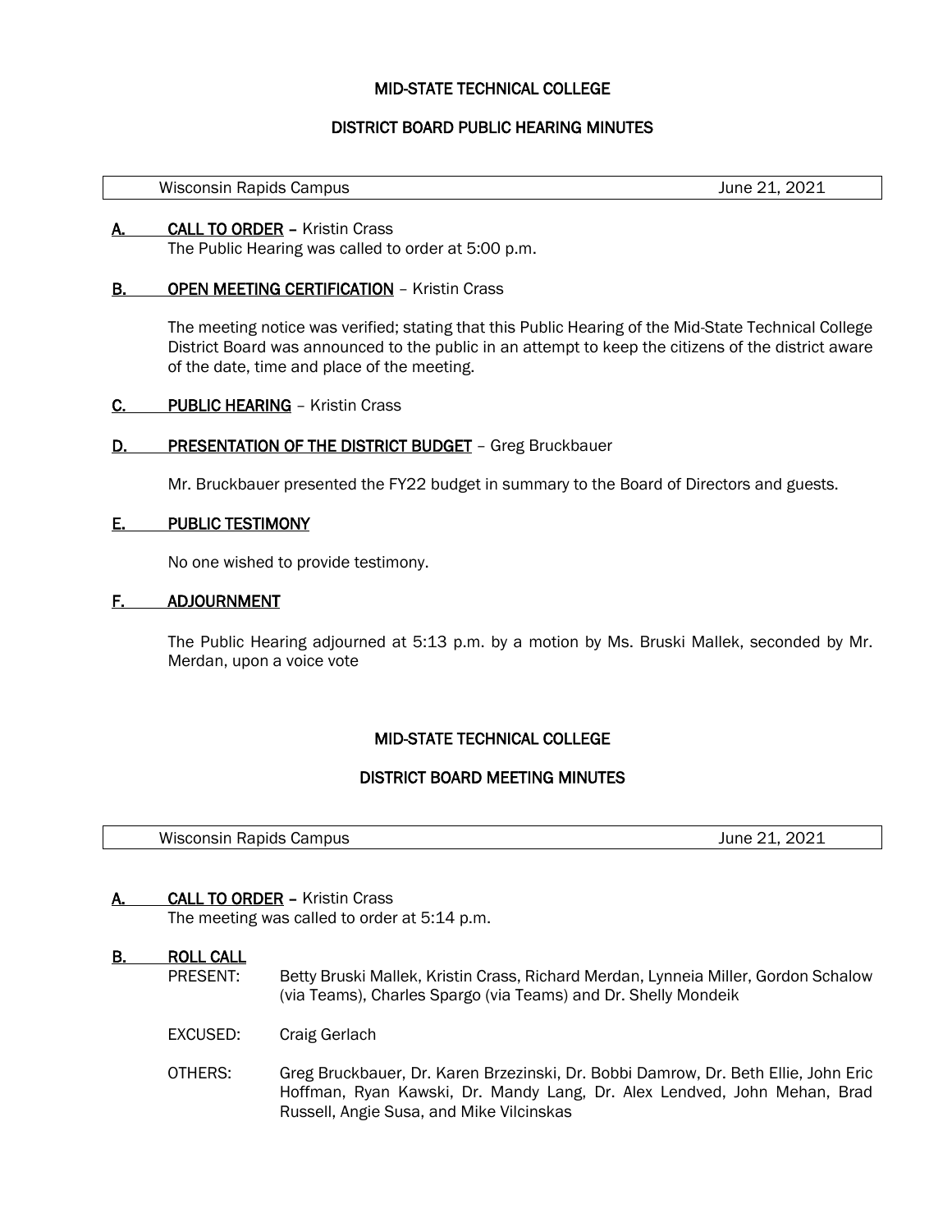# MID-STATE TECHNICAL COLLEGE

## DISTRICT BOARD PUBLIC HEARING MINUTES

| Wisconsin Rapids Campus | June 21, 2021 |
|---|---|

**A. CALL TO ORDER** – Kristin Crass
The Public Hearing was called to order at 5:00 p.m.

**B. OPEN MEETING CERTIFICATION** – Kristin Crass

The meeting notice was verified; stating that this Public Hearing of the Mid-State Technical College District Board was announced to the public in an attempt to keep the citizens of the district aware of the date, time and place of the meeting.

**C. PUBLIC HEARING** – Kristin Crass

**D. PRESENTATION OF THE DISTRICT BUDGET** – Greg Bruckbauer

Mr. Bruckbauer presented the FY22 budget in summary to the Board of Directors and guests.

**E. PUBLIC TESTIMONY**

No one wished to provide testimony.

**F. ADJOURNMENT**

The Public Hearing adjourned at 5:13 p.m. by a motion by Ms. Bruski Mallek, seconded by Mr. Merdan, upon a voice vote

# MID-STATE TECHNICAL COLLEGE

## DISTRICT BOARD MEETING MINUTES

| Wisconsin Rapids Campus | June 21, 2021 |
|---|---|

**A. CALL TO ORDER** – Kristin Crass
The meeting was called to order at 5:14 p.m.

**B. ROLL CALL**

PRESENT: Betty Bruski Mallek, Kristin Crass, Richard Merdan, Lynneia Miller, Gordon Schalow (via Teams), Charles Spargo (via Teams) and Dr. Shelly Mondeik

EXCUSED: Craig Gerlach

OTHERS: Greg Bruckbauer, Dr. Karen Brzezinski, Dr. Bobbi Damrow, Dr. Beth Ellie, John Eric Hoffman, Ryan Kawski, Dr. Mandy Lang, Dr. Alex Lendved, John Mehan, Brad Russell, Angie Susa, and Mike Vilcinskas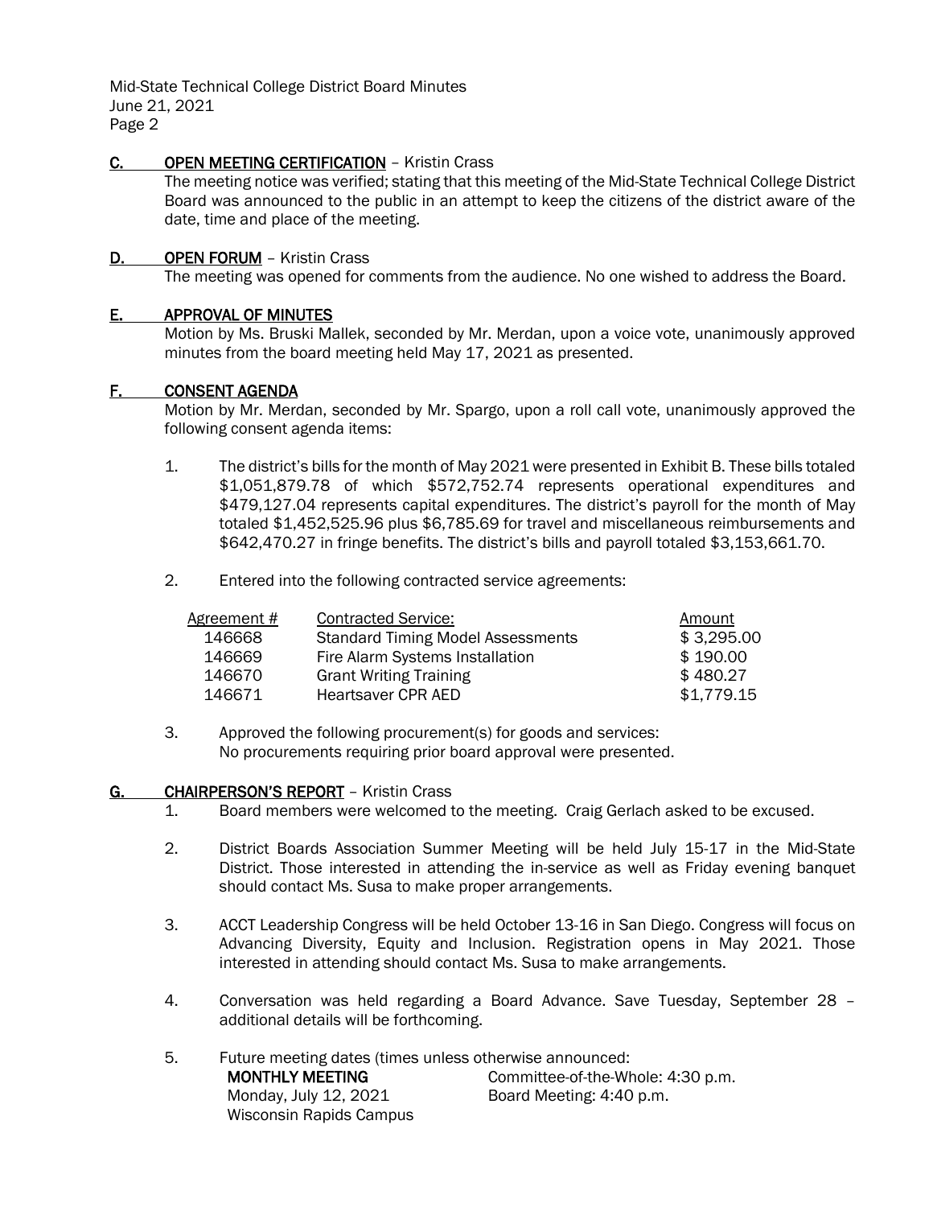## C. OPEN MEETING CERTIFICATION – Kristin Crass

The meeting notice was verified; stating that this meeting of the Mid-State Technical College District Board was announced to the public in an attempt to keep the citizens of the district aware of the date, time and place of the meeting.

## D. OPEN FORUM – Kristin Crass

The meeting was opened for comments from the audience. No one wished to address the Board.

## E. APPROVAL OF MINUTES

Motion by Ms. Bruski Mallek, seconded by Mr. Merdan, upon a voice vote, unanimously approved minutes from the board meeting held May 17, 2021 as presented.

## F. CONSENT AGENDA

Motion by Mr. Merdan, seconded by Mr. Spargo, upon a roll call vote, unanimously approved the following consent agenda items:

1. The district's bills for the month of May 2021 were presented in Exhibit B. These bills totaled \$1,051,879.78 of which \$572,752.74 represents operational expenditures and \$479,127.04 represents capital expenditures. The district's payroll for the month of May totaled \$1,452,525.96 plus \$6,785.69 for travel and miscellaneous reimbursements and \$642,470.27 in fringe benefits. The district's bills and payroll totaled \$3,153,661.70.

2. Entered into the following contracted service agreements:

| Agreement # | Contracted Service: | Amount |
|---|---|---|
| 146668 | Standard Timing Model Assessments | \$ 3,295.00 |
| 146669 | Fire Alarm Systems Installation | \$ 190.00 |
| 146670 | Grant Writing Training | \$ 480.27 |
| 146671 | Heartsaver CPR AED | \$1,779.15 |

3. Approved the following procurement(s) for goods and services:
   No procurements requiring prior board approval were presented.

## G. CHAIRPERSON'S REPORT – Kristin Crass

1. Board members were welcomed to the meeting. Craig Gerlach asked to be excused.

2. District Boards Association Summer Meeting will be held July 15-17 in the Mid-State District. Those interested in attending the in-service as well as Friday evening banquet should contact Ms. Susa to make proper arrangements.

3. ACCT Leadership Congress will be held October 13-16 in San Diego. Congress will focus on Advancing Diversity, Equity and Inclusion. Registration opens in May 2021. Those interested in attending should contact Ms. Susa to make arrangements.

4. Conversation was held regarding a Board Advance. Save Tuesday, September 28 – additional details will be forthcoming.

5. Future meeting dates (times unless otherwise announced:

   **MONTHLY MEETING** — Committee-of-the-Whole: 4:30 p.m.
   Monday, July 12, 2021 — Board Meeting: 4:40 p.m.
   Wisconsin Rapids Campus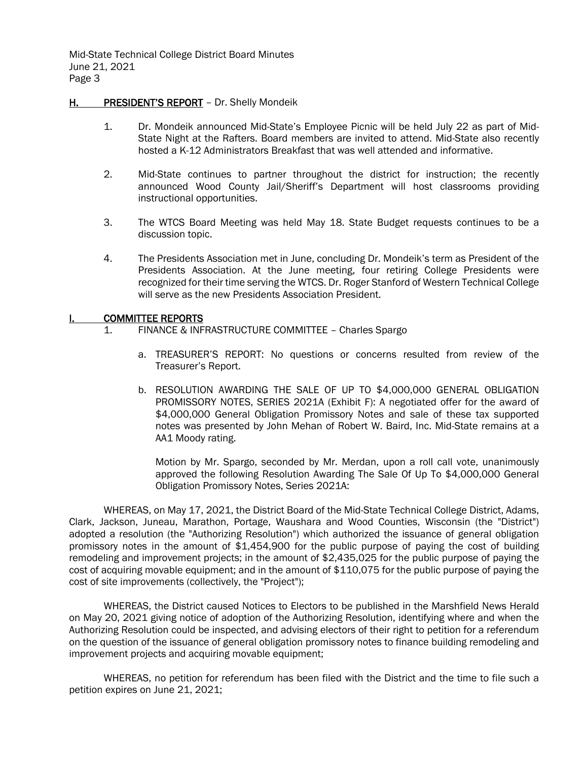## H. PRESIDENT'S REPORT – Dr. Shelly Mondeik

1. Dr. Mondeik announced Mid-State's Employee Picnic will be held July 22 as part of Mid-State Night at the Rafters. Board members are invited to attend. Mid-State also recently hosted a K-12 Administrators Breakfast that was well attended and informative.

2. Mid-State continues to partner throughout the district for instruction; the recently announced Wood County Jail/Sheriff's Department will host classrooms providing instructional opportunities.

3. The WTCS Board Meeting was held May 18. State Budget requests continues to be a discussion topic.

4. The Presidents Association met in June, concluding Dr. Mondeik's term as President of the Presidents Association. At the June meeting, four retiring College Presidents were recognized for their time serving the WTCS. Dr. Roger Stanford of Western Technical College will serve as the new Presidents Association President.

## I. COMMITTEE REPORTS

1. FINANCE & INFRASTRUCTURE COMMITTEE – Charles Spargo

   a. TREASURER'S REPORT: No questions or concerns resulted from review of the Treasurer's Report.

   b. RESOLUTION AWARDING THE SALE OF UP TO $4,000,000 GENERAL OBLIGATION PROMISSORY NOTES, SERIES 2021A (Exhibit F): A negotiated offer for the award of $4,000,000 General Obligation Promissory Notes and sale of these tax supported notes was presented by John Mehan of Robert W. Baird, Inc. Mid-State remains at a AA1 Moody rating.

      Motion by Mr. Spargo, seconded by Mr. Merdan, upon a roll call vote, unanimously approved the following Resolution Awarding The Sale Of Up To $4,000,000 General Obligation Promissory Notes, Series 2021A:

WHEREAS, on May 17, 2021, the District Board of the Mid-State Technical College District, Adams, Clark, Jackson, Juneau, Marathon, Portage, Waushara and Wood Counties, Wisconsin (the "District") adopted a resolution (the "Authorizing Resolution") which authorized the issuance of general obligation promissory notes in the amount of $1,454,900 for the public purpose of paying the cost of building remodeling and improvement projects; in the amount of $2,435,025 for the public purpose of paying the cost of acquiring movable equipment; and in the amount of $110,075 for the public purpose of paying the cost of site improvements (collectively, the "Project");

WHEREAS, the District caused Notices to Electors to be published in the Marshfield News Herald on May 20, 2021 giving notice of adoption of the Authorizing Resolution, identifying where and when the Authorizing Resolution could be inspected, and advising electors of their right to petition for a referendum on the question of the issuance of general obligation promissory notes to finance building remodeling and improvement projects and acquiring movable equipment;

WHEREAS, no petition for referendum has been filed with the District and the time to file such a petition expires on June 21, 2021;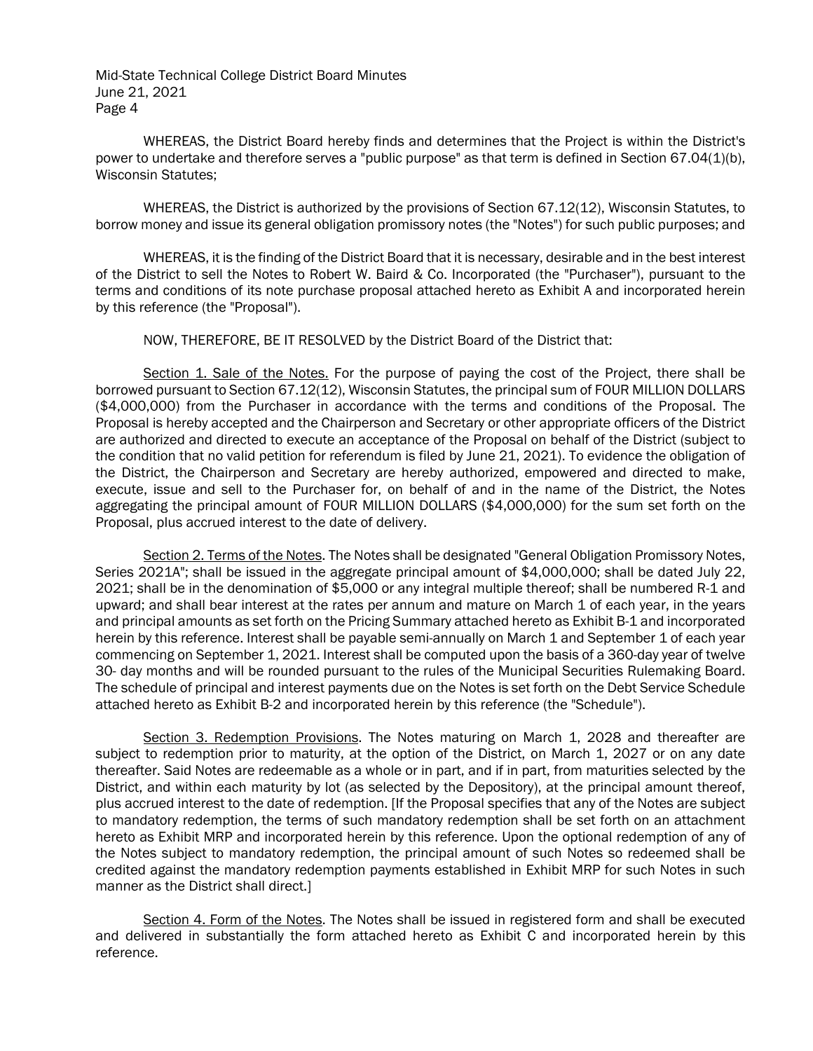WHEREAS, the District Board hereby finds and determines that the Project is within the District's power to undertake and therefore serves a "public purpose" as that term is defined in Section 67.04(1)(b), Wisconsin Statutes;

WHEREAS, the District is authorized by the provisions of Section 67.12(12), Wisconsin Statutes, to borrow money and issue its general obligation promissory notes (the "Notes") for such public purposes; and

WHEREAS, it is the finding of the District Board that it is necessary, desirable and in the best interest of the District to sell the Notes to Robert W. Baird & Co. Incorporated (the "Purchaser"), pursuant to the terms and conditions of its note purchase proposal attached hereto as Exhibit A and incorporated herein by this reference (the "Proposal").

NOW, THEREFORE, BE IT RESOLVED by the District Board of the District that:

Section 1. Sale of the Notes. For the purpose of paying the cost of the Project, there shall be borrowed pursuant to Section 67.12(12), Wisconsin Statutes, the principal sum of FOUR MILLION DOLLARS ($4,000,000) from the Purchaser in accordance with the terms and conditions of the Proposal. The Proposal is hereby accepted and the Chairperson and Secretary or other appropriate officers of the District are authorized and directed to execute an acceptance of the Proposal on behalf of the District (subject to the condition that no valid petition for referendum is filed by June 21, 2021). To evidence the obligation of the District, the Chairperson and Secretary are hereby authorized, empowered and directed to make, execute, issue and sell to the Purchaser for, on behalf of and in the name of the District, the Notes aggregating the principal amount of FOUR MILLION DOLLARS ($4,000,000) for the sum set forth on the Proposal, plus accrued interest to the date of delivery.

Section 2. Terms of the Notes. The Notes shall be designated "General Obligation Promissory Notes, Series 2021A"; shall be issued in the aggregate principal amount of $4,000,000; shall be dated July 22, 2021; shall be in the denomination of $5,000 or any integral multiple thereof; shall be numbered R-1 and upward; and shall bear interest at the rates per annum and mature on March 1 of each year, in the years and principal amounts as set forth on the Pricing Summary attached hereto as Exhibit B-1 and incorporated herein by this reference. Interest shall be payable semi-annually on March 1 and September 1 of each year commencing on September 1, 2021. Interest shall be computed upon the basis of a 360-day year of twelve 30- day months and will be rounded pursuant to the rules of the Municipal Securities Rulemaking Board. The schedule of principal and interest payments due on the Notes is set forth on the Debt Service Schedule attached hereto as Exhibit B-2 and incorporated herein by this reference (the "Schedule").

Section 3. Redemption Provisions. The Notes maturing on March 1, 2028 and thereafter are subject to redemption prior to maturity, at the option of the District, on March 1, 2027 or on any date thereafter. Said Notes are redeemable as a whole or in part, and if in part, from maturities selected by the District, and within each maturity by lot (as selected by the Depository), at the principal amount thereof, plus accrued interest to the date of redemption. [If the Proposal specifies that any of the Notes are subject to mandatory redemption, the terms of such mandatory redemption shall be set forth on an attachment hereto as Exhibit MRP and incorporated herein by this reference. Upon the optional redemption of any of the Notes subject to mandatory redemption, the principal amount of such Notes so redeemed shall be credited against the mandatory redemption payments established in Exhibit MRP for such Notes in such manner as the District shall direct.]

Section 4. Form of the Notes. The Notes shall be issued in registered form and shall be executed and delivered in substantially the form attached hereto as Exhibit C and incorporated herein by this reference.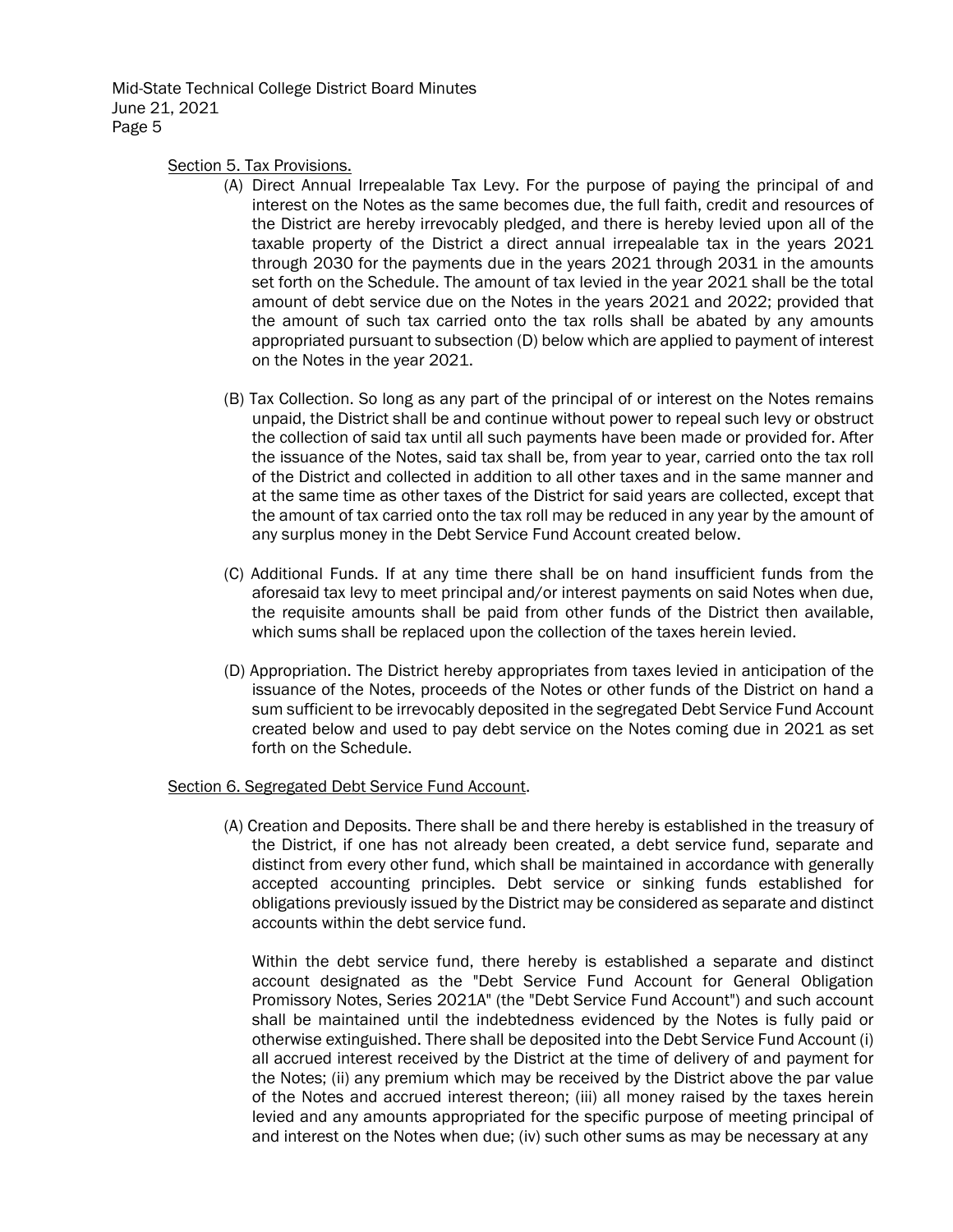Section 5. Tax Provisions.

(A) Direct Annual Irrepealable Tax Levy. For the purpose of paying the principal of and interest on the Notes as the same becomes due, the full faith, credit and resources of the District are hereby irrevocably pledged, and there is hereby levied upon all of the taxable property of the District a direct annual irrepealable tax in the years 2021 through 2030 for the payments due in the years 2021 through 2031 in the amounts set forth on the Schedule. The amount of tax levied in the year 2021 shall be the total amount of debt service due on the Notes in the years 2021 and 2022; provided that the amount of such tax carried onto the tax rolls shall be abated by any amounts appropriated pursuant to subsection (D) below which are applied to payment of interest on the Notes in the year 2021.

(B) Tax Collection. So long as any part of the principal of or interest on the Notes remains unpaid, the District shall be and continue without power to repeal such levy or obstruct the collection of said tax until all such payments have been made or provided for. After the issuance of the Notes, said tax shall be, from year to year, carried onto the tax roll of the District and collected in addition to all other taxes and in the same manner and at the same time as other taxes of the District for said years are collected, except that the amount of tax carried onto the tax roll may be reduced in any year by the amount of any surplus money in the Debt Service Fund Account created below.

(C) Additional Funds. If at any time there shall be on hand insufficient funds from the aforesaid tax levy to meet principal and/or interest payments on said Notes when due, the requisite amounts shall be paid from other funds of the District then available, which sums shall be replaced upon the collection of the taxes herein levied.

(D) Appropriation. The District hereby appropriates from taxes levied in anticipation of the issuance of the Notes, proceeds of the Notes or other funds of the District on hand a sum sufficient to be irrevocably deposited in the segregated Debt Service Fund Account created below and used to pay debt service on the Notes coming due in 2021 as set forth on the Schedule.

Section 6. Segregated Debt Service Fund Account.

(A) Creation and Deposits. There shall be and there hereby is established in the treasury of the District, if one has not already been created, a debt service fund, separate and distinct from every other fund, which shall be maintained in accordance with generally accepted accounting principles. Debt service or sinking funds established for obligations previously issued by the District may be considered as separate and distinct accounts within the debt service fund.

Within the debt service fund, there hereby is established a separate and distinct account designated as the "Debt Service Fund Account for General Obligation Promissory Notes, Series 2021A" (the "Debt Service Fund Account") and such account shall be maintained until the indebtedness evidenced by the Notes is fully paid or otherwise extinguished. There shall be deposited into the Debt Service Fund Account (i) all accrued interest received by the District at the time of delivery of and payment for the Notes; (ii) any premium which may be received by the District above the par value of the Notes and accrued interest thereon; (iii) all money raised by the taxes herein levied and any amounts appropriated for the specific purpose of meeting principal of and interest on the Notes when due; (iv) such other sums as may be necessary at any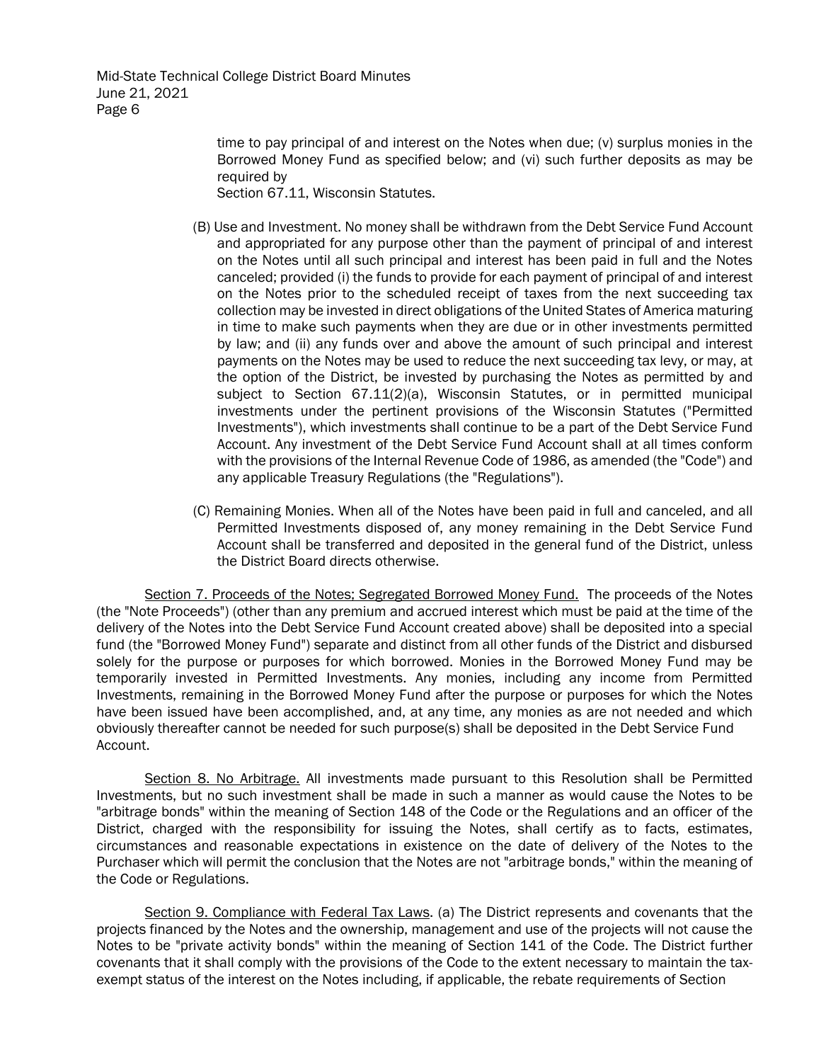time to pay principal of and interest on the Notes when due; (v) surplus monies in the Borrowed Money Fund as specified below; and (vi) such further deposits as may be required by Section 67.11, Wisconsin Statutes.

(B) Use and Investment. No money shall be withdrawn from the Debt Service Fund Account and appropriated for any purpose other than the payment of principal of and interest on the Notes until all such principal and interest has been paid in full and the Notes canceled; provided (i) the funds to provide for each payment of principal of and interest on the Notes prior to the scheduled receipt of taxes from the next succeeding tax collection may be invested in direct obligations of the United States of America maturing in time to make such payments when they are due or in other investments permitted by law; and (ii) any funds over and above the amount of such principal and interest payments on the Notes may be used to reduce the next succeeding tax levy, or may, at the option of the District, be invested by purchasing the Notes as permitted by and subject to Section 67.11(2)(a), Wisconsin Statutes, or in permitted municipal investments under the pertinent provisions of the Wisconsin Statutes ("Permitted Investments"), which investments shall continue to be a part of the Debt Service Fund Account. Any investment of the Debt Service Fund Account shall at all times conform with the provisions of the Internal Revenue Code of 1986, as amended (the "Code") and any applicable Treasury Regulations (the "Regulations").

(C) Remaining Monies. When all of the Notes have been paid in full and canceled, and all Permitted Investments disposed of, any money remaining in the Debt Service Fund Account shall be transferred and deposited in the general fund of the District, unless the District Board directs otherwise.

Section 7. Proceeds of the Notes; Segregated Borrowed Money Fund. The proceeds of the Notes (the "Note Proceeds") (other than any premium and accrued interest which must be paid at the time of the delivery of the Notes into the Debt Service Fund Account created above) shall be deposited into a special fund (the "Borrowed Money Fund") separate and distinct from all other funds of the District and disbursed solely for the purpose or purposes for which borrowed. Monies in the Borrowed Money Fund may be temporarily invested in Permitted Investments. Any monies, including any income from Permitted Investments, remaining in the Borrowed Money Fund after the purpose or purposes for which the Notes have been issued have been accomplished, and, at any time, any monies as are not needed and which obviously thereafter cannot be needed for such purpose(s) shall be deposited in the Debt Service Fund Account.

Section 8. No Arbitrage. All investments made pursuant to this Resolution shall be Permitted Investments, but no such investment shall be made in such a manner as would cause the Notes to be "arbitrage bonds" within the meaning of Section 148 of the Code or the Regulations and an officer of the District, charged with the responsibility for issuing the Notes, shall certify as to facts, estimates, circumstances and reasonable expectations in existence on the date of delivery of the Notes to the Purchaser which will permit the conclusion that the Notes are not "arbitrage bonds," within the meaning of the Code or Regulations.

Section 9. Compliance with Federal Tax Laws. (a) The District represents and covenants that the projects financed by the Notes and the ownership, management and use of the projects will not cause the Notes to be "private activity bonds" within the meaning of Section 141 of the Code. The District further covenants that it shall comply with the provisions of the Code to the extent necessary to maintain the tax-exempt status of the interest on the Notes including, if applicable, the rebate requirements of Section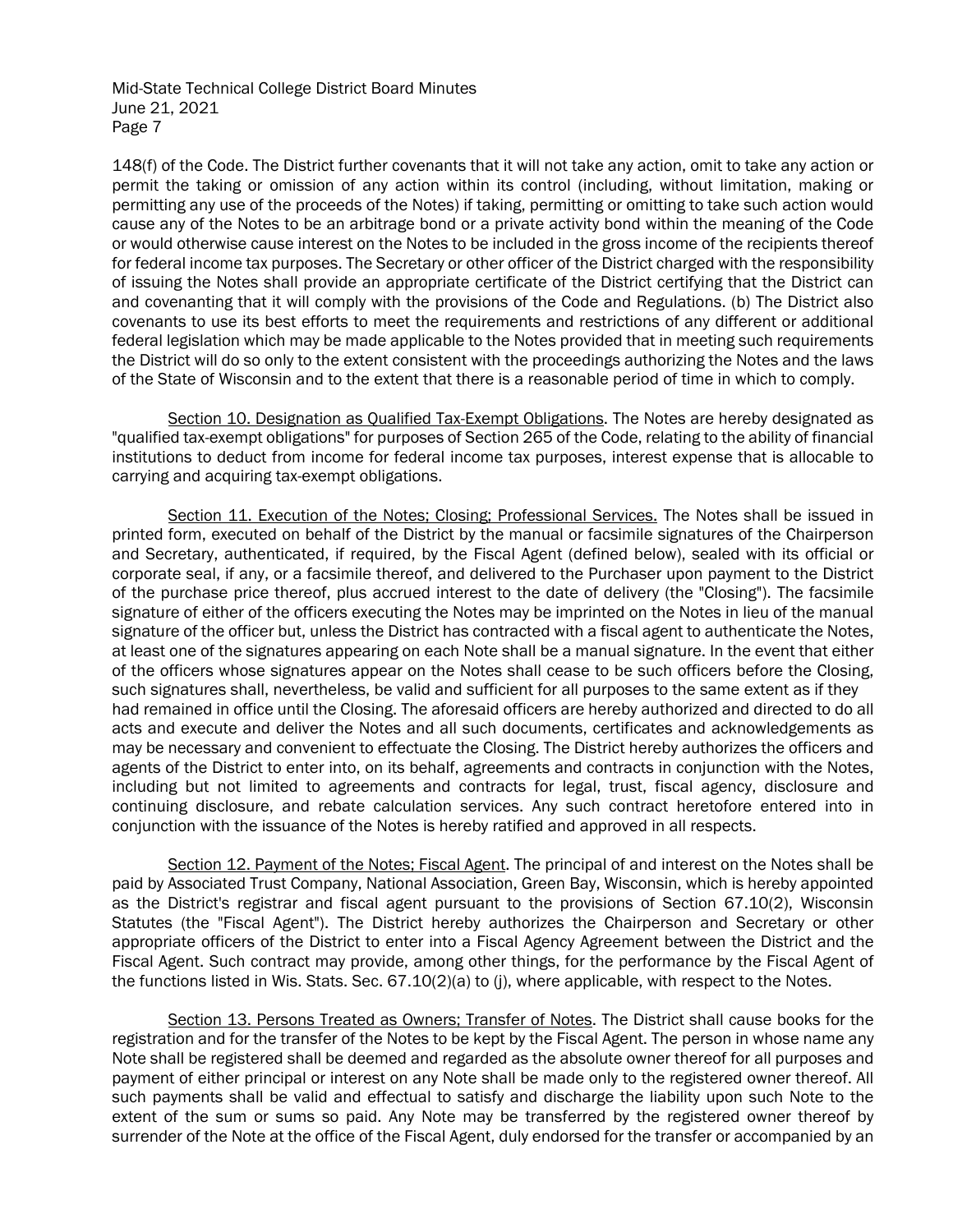148(f) of the Code. The District further covenants that it will not take any action, omit to take any action or permit the taking or omission of any action within its control (including, without limitation, making or permitting any use of the proceeds of the Notes) if taking, permitting or omitting to take such action would cause any of the Notes to be an arbitrage bond or a private activity bond within the meaning of the Code or would otherwise cause interest on the Notes to be included in the gross income of the recipients thereof for federal income tax purposes. The Secretary or other officer of the District charged with the responsibility of issuing the Notes shall provide an appropriate certificate of the District certifying that the District can and covenanting that it will comply with the provisions of the Code and Regulations. (b) The District also covenants to use its best efforts to meet the requirements and restrictions of any different or additional federal legislation which may be made applicable to the Notes provided that in meeting such requirements the District will do so only to the extent consistent with the proceedings authorizing the Notes and the laws of the State of Wisconsin and to the extent that there is a reasonable period of time in which to comply.

Section 10. Designation as Qualified Tax-Exempt Obligations. The Notes are hereby designated as "qualified tax-exempt obligations" for purposes of Section 265 of the Code, relating to the ability of financial institutions to deduct from income for federal income tax purposes, interest expense that is allocable to carrying and acquiring tax-exempt obligations.

Section 11. Execution of the Notes; Closing; Professional Services. The Notes shall be issued in printed form, executed on behalf of the District by the manual or facsimile signatures of the Chairperson and Secretary, authenticated, if required, by the Fiscal Agent (defined below), sealed with its official or corporate seal, if any, or a facsimile thereof, and delivered to the Purchaser upon payment to the District of the purchase price thereof, plus accrued interest to the date of delivery (the "Closing"). The facsimile signature of either of the officers executing the Notes may be imprinted on the Notes in lieu of the manual signature of the officer but, unless the District has contracted with a fiscal agent to authenticate the Notes, at least one of the signatures appearing on each Note shall be a manual signature. In the event that either of the officers whose signatures appear on the Notes shall cease to be such officers before the Closing, such signatures shall, nevertheless, be valid and sufficient for all purposes to the same extent as if they had remained in office until the Closing. The aforesaid officers are hereby authorized and directed to do all acts and execute and deliver the Notes and all such documents, certificates and acknowledgements as may be necessary and convenient to effectuate the Closing. The District hereby authorizes the officers and agents of the District to enter into, on its behalf, agreements and contracts in conjunction with the Notes, including but not limited to agreements and contracts for legal, trust, fiscal agency, disclosure and continuing disclosure, and rebate calculation services. Any such contract heretofore entered into in conjunction with the issuance of the Notes is hereby ratified and approved in all respects.

Section 12. Payment of the Notes; Fiscal Agent. The principal of and interest on the Notes shall be paid by Associated Trust Company, National Association, Green Bay, Wisconsin, which is hereby appointed as the District's registrar and fiscal agent pursuant to the provisions of Section 67.10(2), Wisconsin Statutes (the "Fiscal Agent"). The District hereby authorizes the Chairperson and Secretary or other appropriate officers of the District to enter into a Fiscal Agency Agreement between the District and the Fiscal Agent. Such contract may provide, among other things, for the performance by the Fiscal Agent of the functions listed in Wis. Stats. Sec. 67.10(2)(a) to (j), where applicable, with respect to the Notes.

Section 13. Persons Treated as Owners; Transfer of Notes. The District shall cause books for the registration and for the transfer of the Notes to be kept by the Fiscal Agent. The person in whose name any Note shall be registered shall be deemed and regarded as the absolute owner thereof for all purposes and payment of either principal or interest on any Note shall be made only to the registered owner thereof. All such payments shall be valid and effectual to satisfy and discharge the liability upon such Note to the extent of the sum or sums so paid. Any Note may be transferred by the registered owner thereof by surrender of the Note at the office of the Fiscal Agent, duly endorsed for the transfer or accompanied by an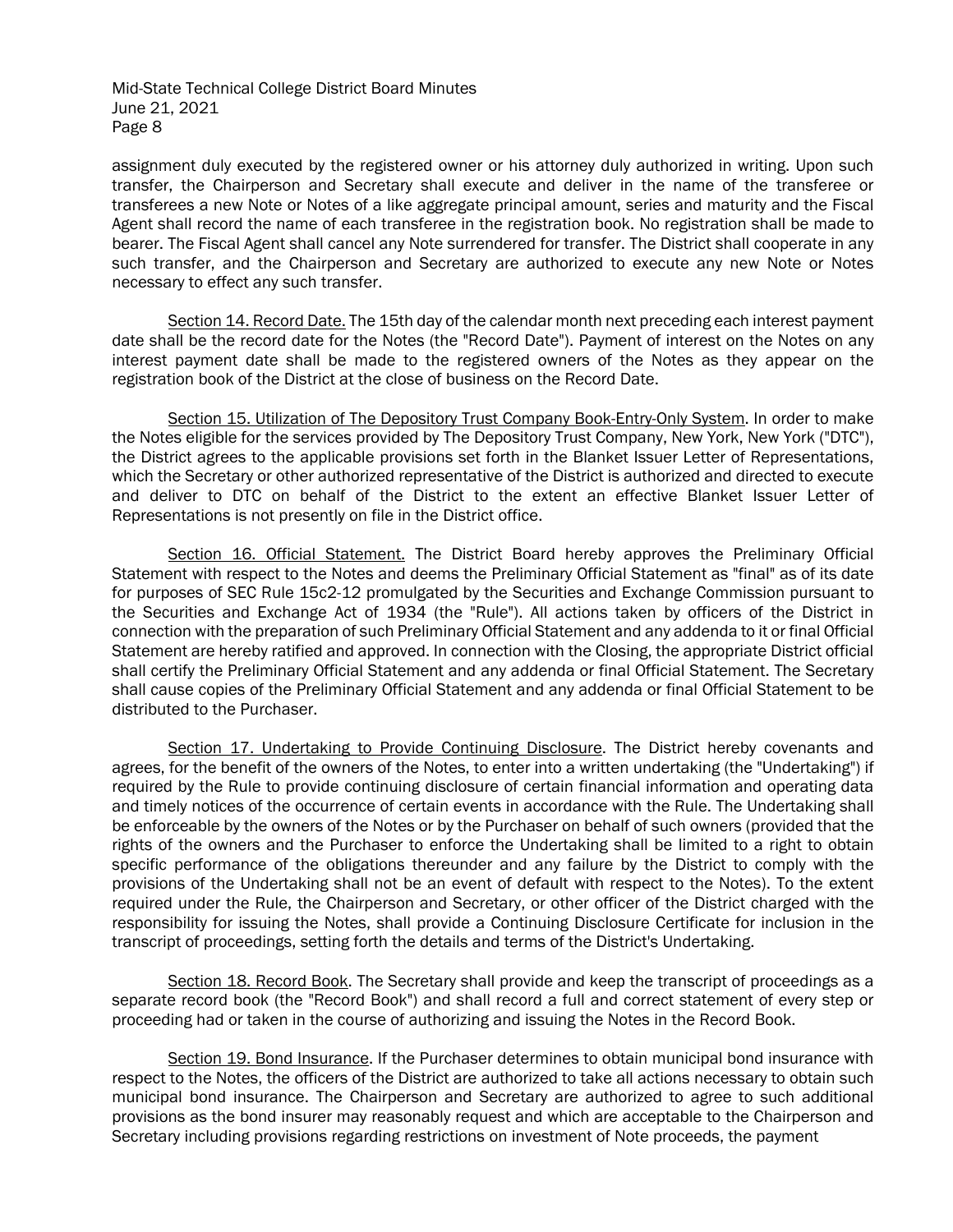assignment duly executed by the registered owner or his attorney duly authorized in writing. Upon such transfer, the Chairperson and Secretary shall execute and deliver in the name of the transferee or transferees a new Note or Notes of a like aggregate principal amount, series and maturity and the Fiscal Agent shall record the name of each transferee in the registration book. No registration shall be made to bearer. The Fiscal Agent shall cancel any Note surrendered for transfer. The District shall cooperate in any such transfer, and the Chairperson and Secretary are authorized to execute any new Note or Notes necessary to effect any such transfer.

Section 14. Record Date. The 15th day of the calendar month next preceding each interest payment date shall be the record date for the Notes (the "Record Date"). Payment of interest on the Notes on any interest payment date shall be made to the registered owners of the Notes as they appear on the registration book of the District at the close of business on the Record Date.

Section 15. Utilization of The Depository Trust Company Book-Entry-Only System. In order to make the Notes eligible for the services provided by The Depository Trust Company, New York, New York ("DTC"), the District agrees to the applicable provisions set forth in the Blanket Issuer Letter of Representations, which the Secretary or other authorized representative of the District is authorized and directed to execute and deliver to DTC on behalf of the District to the extent an effective Blanket Issuer Letter of Representations is not presently on file in the District office.

Section 16. Official Statement. The District Board hereby approves the Preliminary Official Statement with respect to the Notes and deems the Preliminary Official Statement as "final" as of its date for purposes of SEC Rule 15c2-12 promulgated by the Securities and Exchange Commission pursuant to the Securities and Exchange Act of 1934 (the "Rule"). All actions taken by officers of the District in connection with the preparation of such Preliminary Official Statement and any addenda to it or final Official Statement are hereby ratified and approved. In connection with the Closing, the appropriate District official shall certify the Preliminary Official Statement and any addenda or final Official Statement. The Secretary shall cause copies of the Preliminary Official Statement and any addenda or final Official Statement to be distributed to the Purchaser.

Section 17. Undertaking to Provide Continuing Disclosure. The District hereby covenants and agrees, for the benefit of the owners of the Notes, to enter into a written undertaking (the "Undertaking") if required by the Rule to provide continuing disclosure of certain financial information and operating data and timely notices of the occurrence of certain events in accordance with the Rule. The Undertaking shall be enforceable by the owners of the Notes or by the Purchaser on behalf of such owners (provided that the rights of the owners and the Purchaser to enforce the Undertaking shall be limited to a right to obtain specific performance of the obligations thereunder and any failure by the District to comply with the provisions of the Undertaking shall not be an event of default with respect to the Notes). To the extent required under the Rule, the Chairperson and Secretary, or other officer of the District charged with the responsibility for issuing the Notes, shall provide a Continuing Disclosure Certificate for inclusion in the transcript of proceedings, setting forth the details and terms of the District's Undertaking.

Section 18. Record Book. The Secretary shall provide and keep the transcript of proceedings as a separate record book (the "Record Book") and shall record a full and correct statement of every step or proceeding had or taken in the course of authorizing and issuing the Notes in the Record Book.

Section 19. Bond Insurance. If the Purchaser determines to obtain municipal bond insurance with respect to the Notes, the officers of the District are authorized to take all actions necessary to obtain such municipal bond insurance. The Chairperson and Secretary are authorized to agree to such additional provisions as the bond insurer may reasonably request and which are acceptable to the Chairperson and Secretary including provisions regarding restrictions on investment of Note proceeds, the payment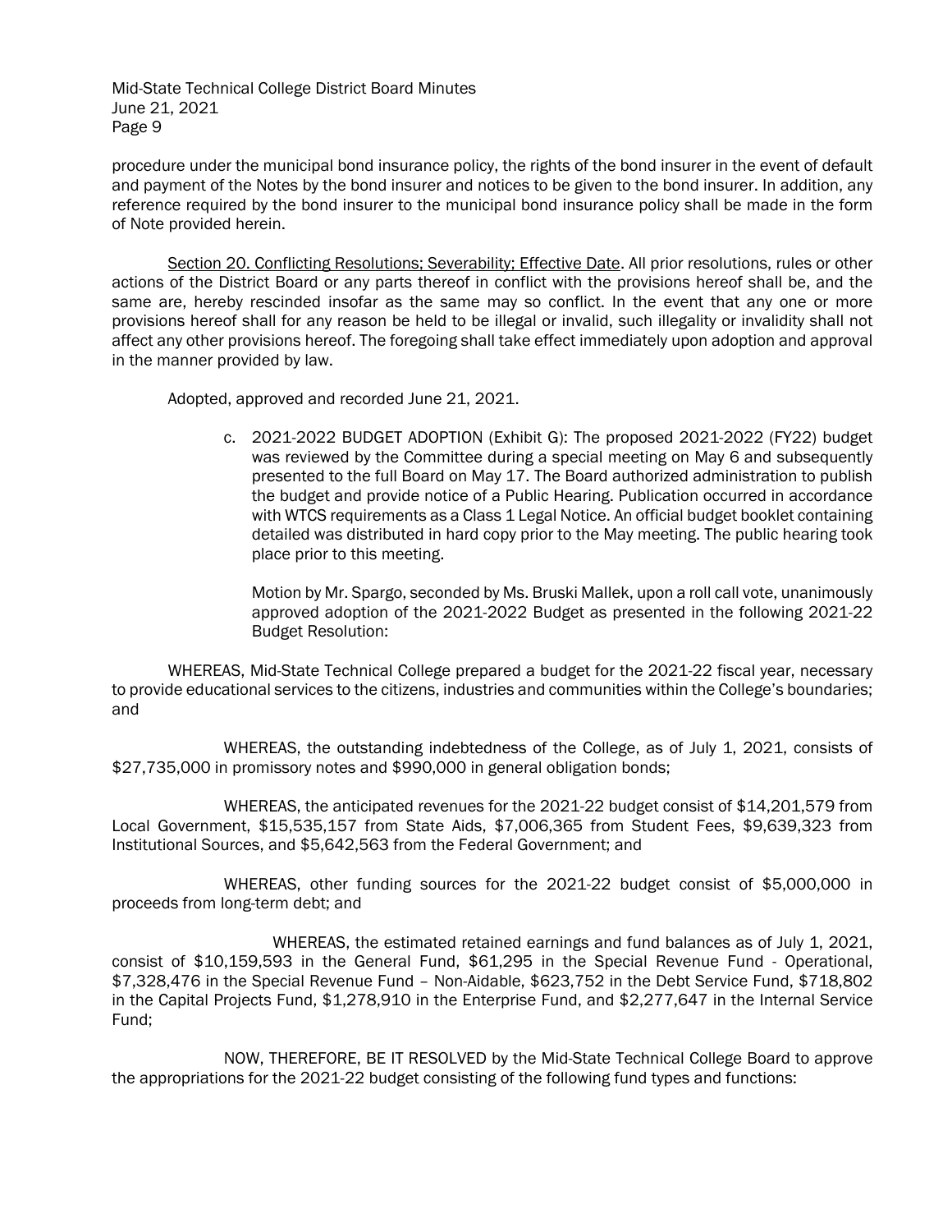procedure under the municipal bond insurance policy, the rights of the bond insurer in the event of default and payment of the Notes by the bond insurer and notices to be given to the bond insurer. In addition, any reference required by the bond insurer to the municipal bond insurance policy shall be made in the form of Note provided herein.

Section 20. Conflicting Resolutions; Severability; Effective Date. All prior resolutions, rules or other actions of the District Board or any parts thereof in conflict with the provisions hereof shall be, and the same are, hereby rescinded insofar as the same may so conflict. In the event that any one or more provisions hereof shall for any reason be held to be illegal or invalid, such illegality or invalidity shall not affect any other provisions hereof. The foregoing shall take effect immediately upon adoption and approval in the manner provided by law.

Adopted, approved and recorded June 21, 2021.

c. 2021-2022 BUDGET ADOPTION (Exhibit G): The proposed 2021-2022 (FY22) budget was reviewed by the Committee during a special meeting on May 6 and subsequently presented to the full Board on May 17. The Board authorized administration to publish the budget and provide notice of a Public Hearing. Publication occurred in accordance with WTCS requirements as a Class 1 Legal Notice. An official budget booklet containing detailed was distributed in hard copy prior to the May meeting. The public hearing took place prior to this meeting.

Motion by Mr. Spargo, seconded by Ms. Bruski Mallek, upon a roll call vote, unanimously approved adoption of the 2021-2022 Budget as presented in the following 2021-22 Budget Resolution:

WHEREAS, Mid-State Technical College prepared a budget for the 2021-22 fiscal year, necessary to provide educational services to the citizens, industries and communities within the College's boundaries; and

WHEREAS, the outstanding indebtedness of the College, as of July 1, 2021, consists of $27,735,000 in promissory notes and $990,000 in general obligation bonds;

WHEREAS, the anticipated revenues for the 2021-22 budget consist of $14,201,579 from Local Government, $15,535,157 from State Aids, $7,006,365 from Student Fees, $9,639,323 from Institutional Sources, and $5,642,563 from the Federal Government; and

WHEREAS, other funding sources for the 2021-22 budget consist of $5,000,000 in proceeds from long-term debt; and

WHEREAS, the estimated retained earnings and fund balances as of July 1, 2021, consist of $10,159,593 in the General Fund, $61,295 in the Special Revenue Fund - Operational, $7,328,476 in the Special Revenue Fund – Non-Aidable, $623,752 in the Debt Service Fund, $718,802 in the Capital Projects Fund, $1,278,910 in the Enterprise Fund, and $2,277,647 in the Internal Service Fund;

NOW, THEREFORE, BE IT RESOLVED by the Mid-State Technical College Board to approve the appropriations for the 2021-22 budget consisting of the following fund types and functions: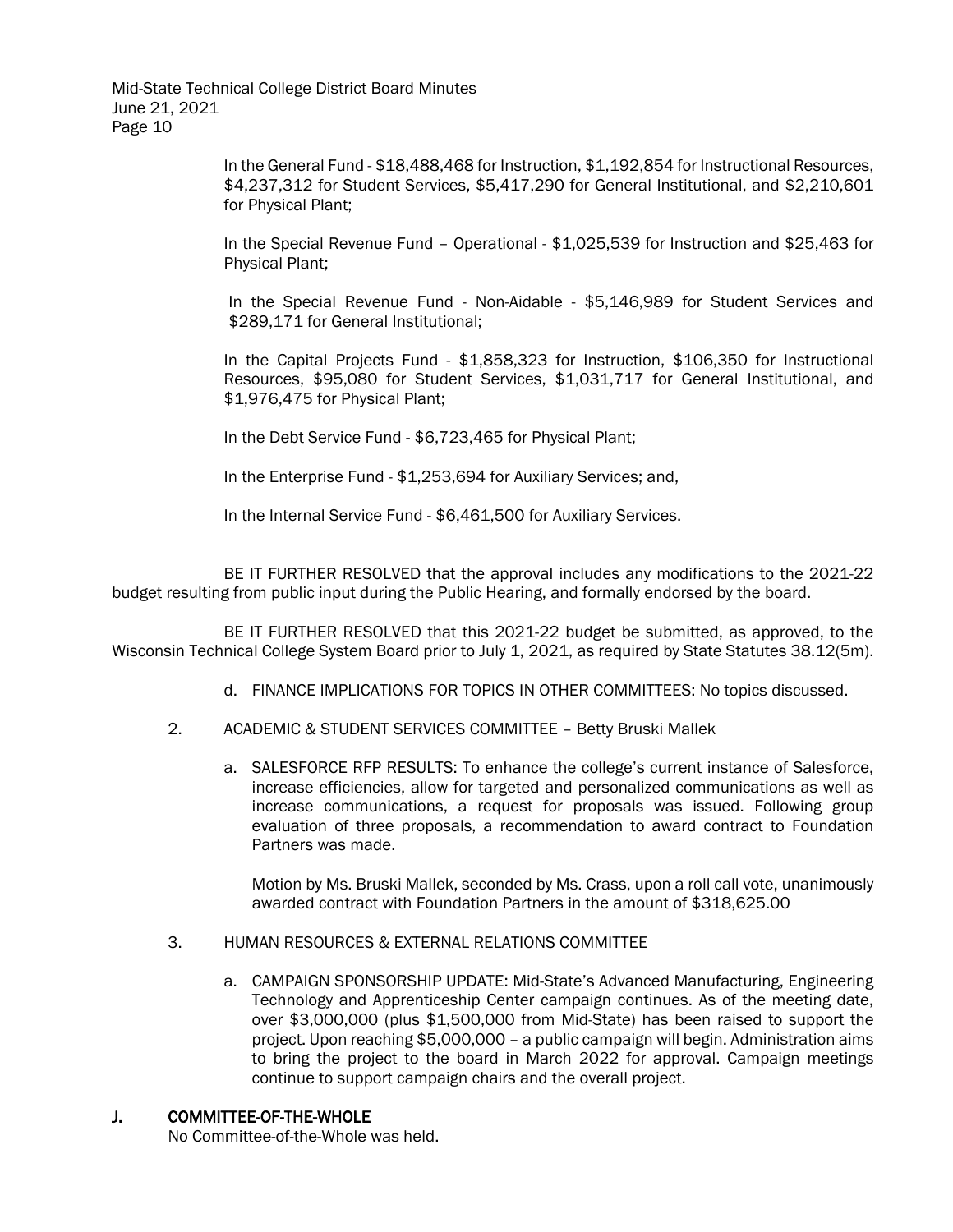In the General Fund - $18,488,468 for Instruction, $1,192,854 for Instructional Resources, $4,237,312 for Student Services, $5,417,290 for General Institutional, and $2,210,601 for Physical Plant;

In the Special Revenue Fund – Operational - $1,025,539 for Instruction and $25,463 for Physical Plant;

In the Special Revenue Fund - Non-Aidable - $5,146,989 for Student Services and $289,171 for General Institutional;

In the Capital Projects Fund - $1,858,323 for Instruction, $106,350 for Instructional Resources, $95,080 for Student Services, $1,031,717 for General Institutional, and $1,976,475 for Physical Plant;

In the Debt Service Fund - $6,723,465 for Physical Plant;

In the Enterprise Fund - $1,253,694 for Auxiliary Services; and,

In the Internal Service Fund - $6,461,500 for Auxiliary Services.

BE IT FURTHER RESOLVED that the approval includes any modifications to the 2021-22 budget resulting from public input during the Public Hearing, and formally endorsed by the board.

BE IT FURTHER RESOLVED that this 2021-22 budget be submitted, as approved, to the Wisconsin Technical College System Board prior to July 1, 2021, as required by State Statutes 38.12(5m).

d. FINANCE IMPLICATIONS FOR TOPICS IN OTHER COMMITTEES: No topics discussed.

2. ACADEMIC & STUDENT SERVICES COMMITTEE – Betty Bruski Mallek

   a. SALESFORCE RFP RESULTS: To enhance the college's current instance of Salesforce, increase efficiencies, allow for targeted and personalized communications as well as increase communications, a request for proposals was issued. Following group evaluation of three proposals, a recommendation to award contract to Foundation Partners was made.

      Motion by Ms. Bruski Mallek, seconded by Ms. Crass, upon a roll call vote, unanimously awarded contract with Foundation Partners in the amount of $318,625.00

3. HUMAN RESOURCES & EXTERNAL RELATIONS COMMITTEE

   a. CAMPAIGN SPONSORSHIP UPDATE: Mid-State's Advanced Manufacturing, Engineering Technology and Apprenticeship Center campaign continues. As of the meeting date, over $3,000,000 (plus $1,500,000 from Mid-State) has been raised to support the project. Upon reaching $5,000,000 – a public campaign will begin. Administration aims to bring the project to the board in March 2022 for approval. Campaign meetings continue to support campaign chairs and the overall project.

## J. COMMITTEE-OF-THE-WHOLE

No Committee-of-the-Whole was held.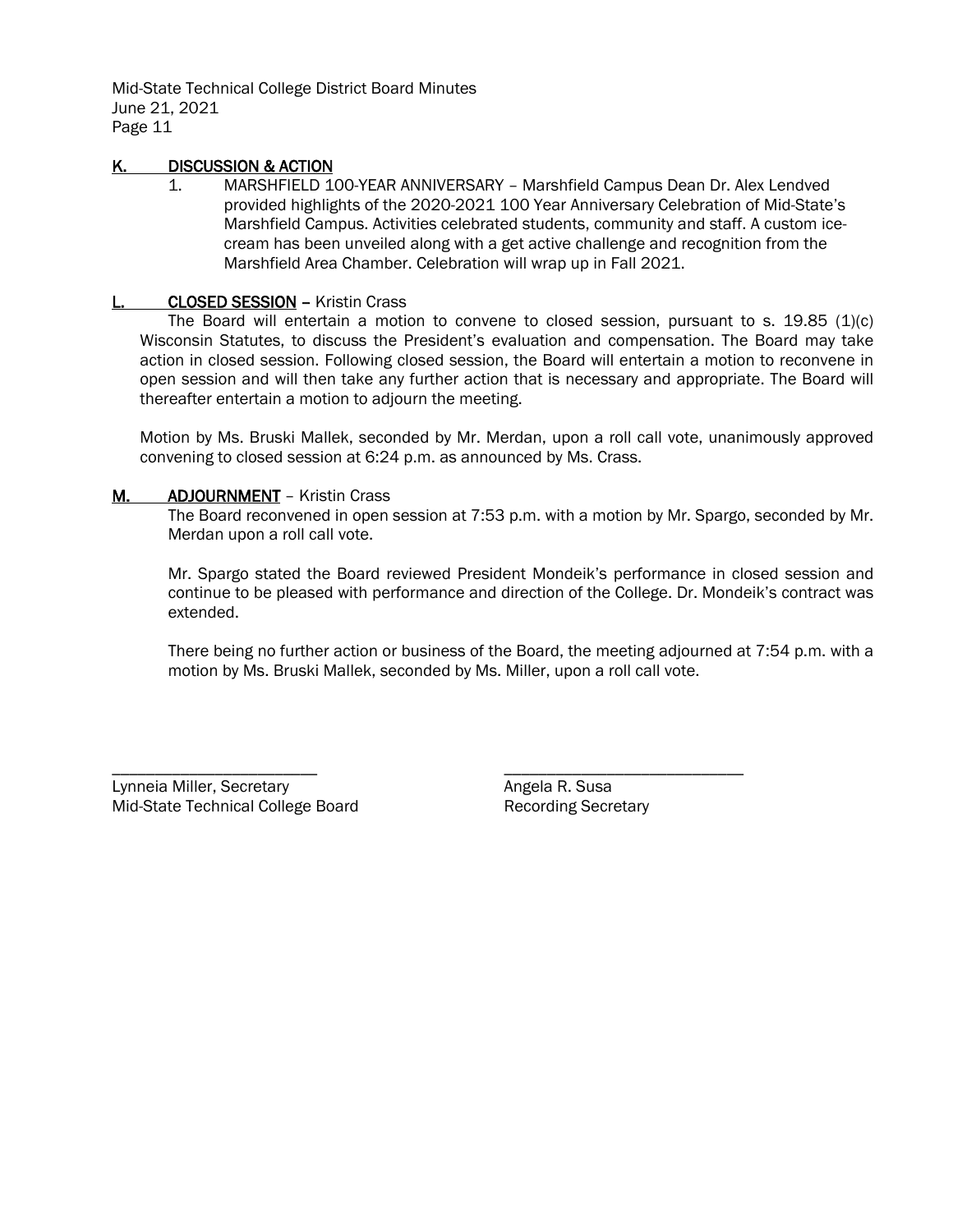## K. DISCUSSION & ACTION

1. MARSHFIELD 100-YEAR ANNIVERSARY – Marshfield Campus Dean Dr. Alex Lendved provided highlights of the 2020-2021 100 Year Anniversary Celebration of Mid-State's Marshfield Campus. Activities celebrated students, community and staff. A custom ice-cream has been unveiled along with a get active challenge and recognition from the Marshfield Area Chamber. Celebration will wrap up in Fall 2021.

## L. CLOSED SESSION – Kristin Crass

The Board will entertain a motion to convene to closed session, pursuant to s. 19.85 (1)(c) Wisconsin Statutes, to discuss the President's evaluation and compensation. The Board may take action in closed session. Following closed session, the Board will entertain a motion to reconvene in open session and will then take any further action that is necessary and appropriate. The Board will thereafter entertain a motion to adjourn the meeting.

Motion by Ms. Bruski Mallek, seconded by Mr. Merdan, upon a roll call vote, unanimously approved convening to closed session at 6:24 p.m. as announced by Ms. Crass.

## M. ADJOURNMENT – Kristin Crass

The Board reconvened in open session at 7:53 p.m. with a motion by Mr. Spargo, seconded by Mr. Merdan upon a roll call vote.

Mr. Spargo stated the Board reviewed President Mondeik's performance in closed session and continue to be pleased with performance and direction of the College. Dr. Mondeik's contract was extended.

There being no further action or business of the Board, the meeting adjourned at 7:54 p.m. with a motion by Ms. Bruski Mallek, seconded by Ms. Miller, upon a roll call vote.

\_\_\_\_\_\_\_\_\_\_\_\_\_\_\_\_\_\_\_\_\_\_\_\_
Lynneia Miller, Secretary
Mid-State Technical College Board

\_\_\_\_\_\_\_\_\_\_\_\_\_\_\_\_\_\_\_\_\_\_\_\_
Angela R. Susa
Recording Secretary